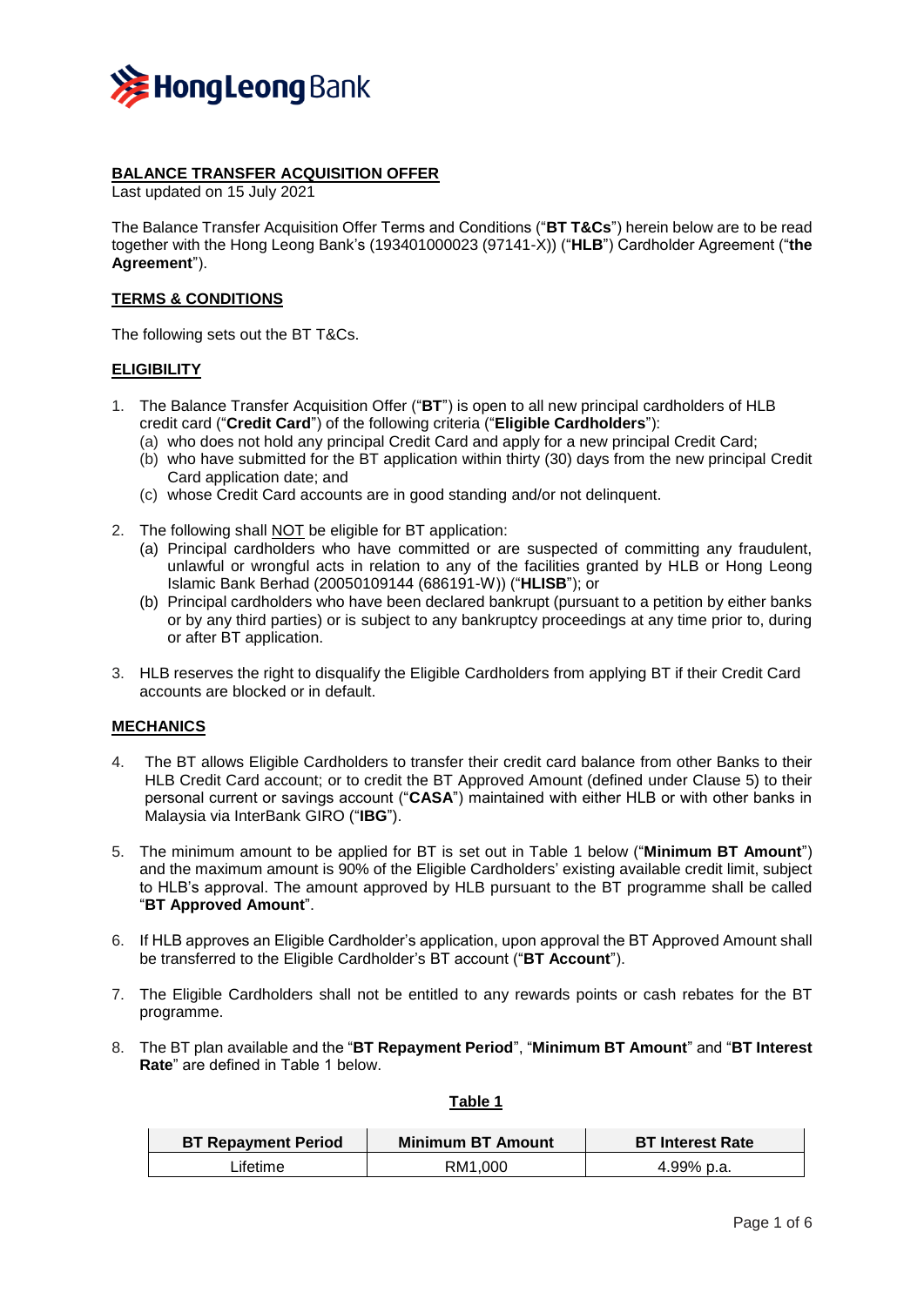**BALANCE TRANSFER ACQUISITION OFFER**
Last updated on 15 July 2021

The Balance Transfer Acquisition Offer Terms and Conditions ("**BT T&Cs**") herein below are to be read together with the Hong Leong Bank's (193401000023 (97141-X)) ("**HLB**") Cardholder Agreement ("**the Agreement**").

**TERMS & CONDITIONS**

The following sets out the BT T&Cs.

**ELIGIBILITY**

1. The Balance Transfer Acquisition Offer ("**BT**") is open to all new principal cardholders of HLB credit card ("**Credit Card**") of the following criteria ("**Eligible Cardholders**"):
   (a) who does not hold any principal Credit Card and apply for a new principal Credit Card;
   (b) who have submitted for the BT application within thirty (30) days from the new principal Credit Card application date; and
   (c) whose Credit Card accounts are in good standing and/or not delinquent.

2. The following shall NOT be eligible for BT application:
   (a) Principal cardholders who have committed or are suspected of committing any fraudulent, unlawful or wrongful acts in relation to any of the facilities granted by HLB or Hong Leong Islamic Bank Berhad (20050109144 (686191-W)) ("**HLISB**"); or
   (b) Principal cardholders who have been declared bankrupt (pursuant to a petition by either banks or by any third parties) or is subject to any bankruptcy proceedings at any time prior to, during or after BT application.

3. HLB reserves the right to disqualify the Eligible Cardholders from applying BT if their Credit Card accounts are blocked or in default.

**MECHANICS**

4. The BT allows Eligible Cardholders to transfer their credit card balance from other Banks to their HLB Credit Card account; or to credit the BT Approved Amount (defined under Clause 5) to their personal current or savings account ("**CASA**") maintained with either HLB or with other banks in Malaysia via InterBank GIRO ("**IBG**").

5. The minimum amount to be applied for BT is set out in Table 1 below ("**Minimum BT Amount**") and the maximum amount is 90% of the Eligible Cardholders' existing available credit limit, subject to HLB's approval. The amount approved by HLB pursuant to the BT programme shall be called "**BT Approved Amount**".

6. If HLB approves an Eligible Cardholder's application, upon approval the BT Approved Amount shall be transferred to the Eligible Cardholder's BT account ("**BT Account**").

7. The Eligible Cardholders shall not be entitled to any rewards points or cash rebates for the BT programme.

8. The BT plan available and the "**BT Repayment Period**", "**Minimum BT Amount**" and "**BT Interest Rate**" are defined in Table 1 below.

**Table 1**

| BT Repayment Period | Minimum BT Amount | BT Interest Rate |
|---|---|---|
| Lifetime | RM1,000 | 4.99% p.a. |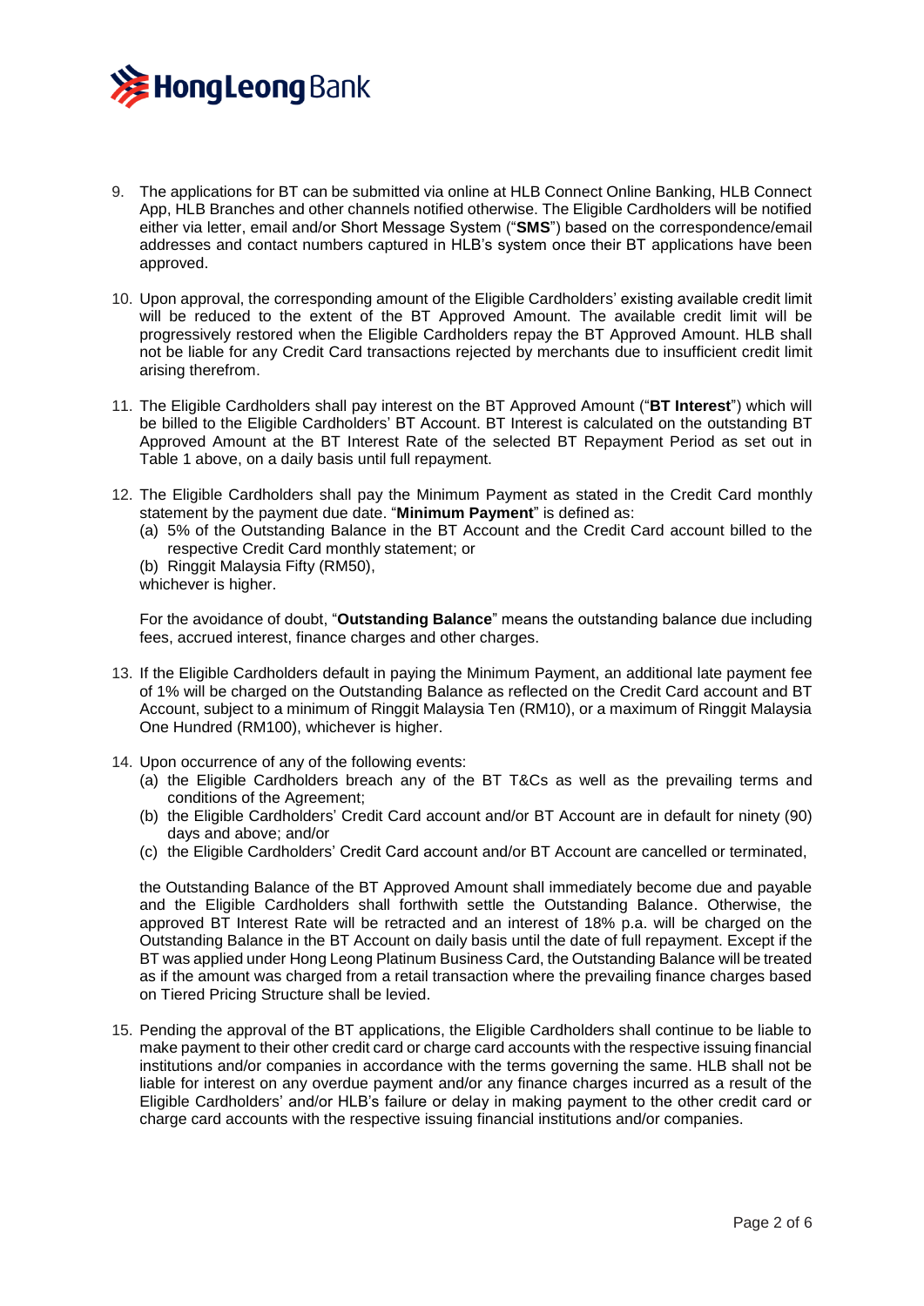9. The applications for BT can be submitted via online at HLB Connect Online Banking, HLB Connect App, HLB Branches and other channels notified otherwise. The Eligible Cardholders will be notified either via letter, email and/or Short Message System ("**SMS**") based on the correspondence/email addresses and contact numbers captured in HLB's system once their BT applications have been approved.

10. Upon approval, the corresponding amount of the Eligible Cardholders' existing available credit limit will be reduced to the extent of the BT Approved Amount. The available credit limit will be progressively restored when the Eligible Cardholders repay the BT Approved Amount. HLB shall not be liable for any Credit Card transactions rejected by merchants due to insufficient credit limit arising therefrom.

11. The Eligible Cardholders shall pay interest on the BT Approved Amount ("**BT Interest**") which will be billed to the Eligible Cardholders' BT Account. BT Interest is calculated on the outstanding BT Approved Amount at the BT Interest Rate of the selected BT Repayment Period as set out in Table 1 above, on a daily basis until full repayment.

12. The Eligible Cardholders shall pay the Minimum Payment as stated in the Credit Card monthly statement by the payment due date. "**Minimum Payment**" is defined as:
    (a) 5% of the Outstanding Balance in the BT Account and the Credit Card account billed to the respective Credit Card monthly statement; or
    (b) Ringgit Malaysia Fifty (RM50),
    whichever is higher.

    For the avoidance of doubt, "**Outstanding Balance**" means the outstanding balance due including fees, accrued interest, finance charges and other charges.

13. If the Eligible Cardholders default in paying the Minimum Payment, an additional late payment fee of 1% will be charged on the Outstanding Balance as reflected on the Credit Card account and BT Account, subject to a minimum of Ringgit Malaysia Ten (RM10), or a maximum of Ringgit Malaysia One Hundred (RM100), whichever is higher.

14. Upon occurrence of any of the following events:
    (a) the Eligible Cardholders breach any of the BT T&Cs as well as the prevailing terms and conditions of the Agreement;
    (b) the Eligible Cardholders' Credit Card account and/or BT Account are in default for ninety (90) days and above; and/or
    (c) the Eligible Cardholders' Credit Card account and/or BT Account are cancelled or terminated,

    the Outstanding Balance of the BT Approved Amount shall immediately become due and payable and the Eligible Cardholders shall forthwith settle the Outstanding Balance. Otherwise, the approved BT Interest Rate will be retracted and an interest of 18% p.a. will be charged on the Outstanding Balance in the BT Account on daily basis until the date of full repayment. Except if the BT was applied under Hong Leong Platinum Business Card, the Outstanding Balance will be treated as if the amount was charged from a retail transaction where the prevailing finance charges based on Tiered Pricing Structure shall be levied.

15. Pending the approval of the BT applications, the Eligible Cardholders shall continue to be liable to make payment to their other credit card or charge card accounts with the respective issuing financial institutions and/or companies in accordance with the terms governing the same. HLB shall not be liable for interest on any overdue payment and/or any finance charges incurred as a result of the Eligible Cardholders' and/or HLB's failure or delay in making payment to the other credit card or charge card accounts with the respective issuing financial institutions and/or companies.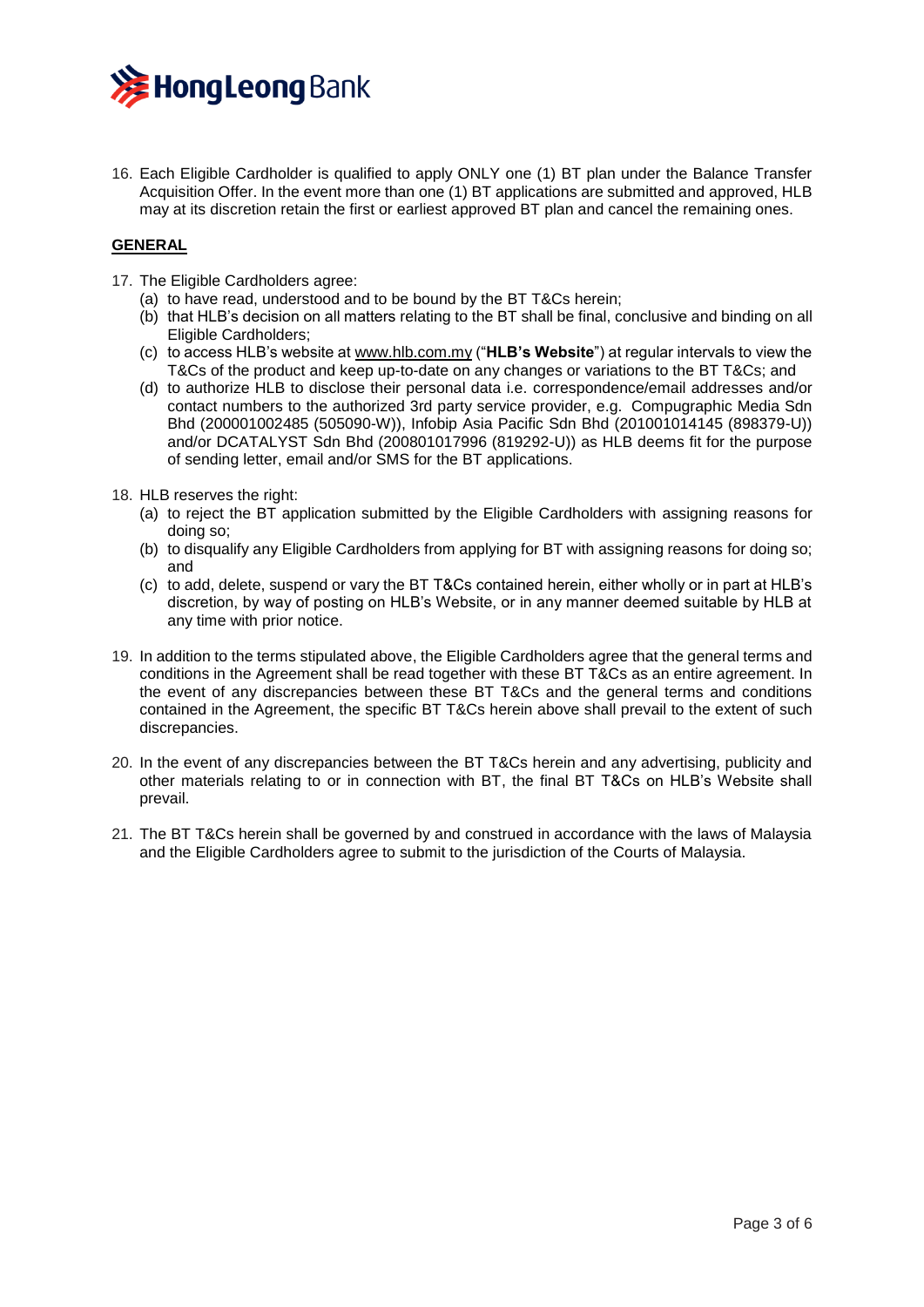16. Each Eligible Cardholder is qualified to apply ONLY one (1) BT plan under the Balance Transfer Acquisition Offer. In the event more than one (1) BT applications are submitted and approved, HLB may at its discretion retain the first or earliest approved BT plan and cancel the remaining ones.

**GENERAL**

17. The Eligible Cardholders agree:
    (a) to have read, understood and to be bound by the BT T&Cs herein;
    (b) that HLB's decision on all matters relating to the BT shall be final, conclusive and binding on all Eligible Cardholders;
    (c) to access HLB's website at www.hlb.com.my ("**HLB's Website**") at regular intervals to view the T&Cs of the product and keep up-to-date on any changes or variations to the BT T&Cs; and
    (d) to authorize HLB to disclose their personal data i.e. correspondence/email addresses and/or contact numbers to the authorized 3rd party service provider, e.g. Compugraphic Media Sdn Bhd (200001002485 (505090-W)), Infobip Asia Pacific Sdn Bhd (201001014145 (898379-U)) and/or DCATALYST Sdn Bhd (200801017996 (819292-U)) as HLB deems fit for the purpose of sending letter, email and/or SMS for the BT applications.

18. HLB reserves the right:
    (a) to reject the BT application submitted by the Eligible Cardholders with assigning reasons for doing so;
    (b) to disqualify any Eligible Cardholders from applying for BT with assigning reasons for doing so; and
    (c) to add, delete, suspend or vary the BT T&Cs contained herein, either wholly or in part at HLB's discretion, by way of posting on HLB's Website, or in any manner deemed suitable by HLB at any time with prior notice.

19. In addition to the terms stipulated above, the Eligible Cardholders agree that the general terms and conditions in the Agreement shall be read together with these BT T&Cs as an entire agreement. In the event of any discrepancies between these BT T&Cs and the general terms and conditions contained in the Agreement, the specific BT T&Cs herein above shall prevail to the extent of such discrepancies.

20. In the event of any discrepancies between the BT T&Cs herein and any advertising, publicity and other materials relating to or in connection with BT, the final BT T&Cs on HLB's Website shall prevail.

21. The BT T&Cs herein shall be governed by and construed in accordance with the laws of Malaysia and the Eligible Cardholders agree to submit to the jurisdiction of the Courts of Malaysia.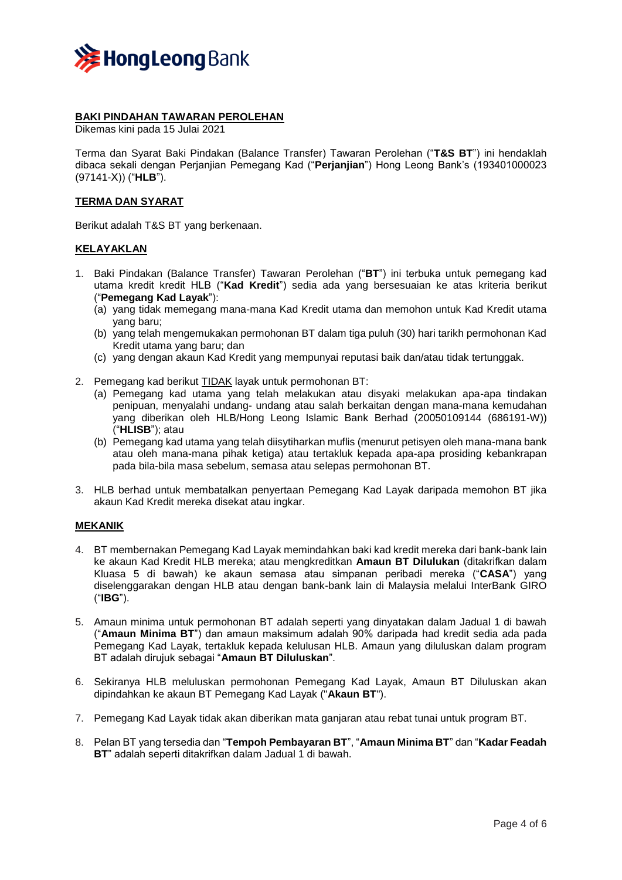**BAKI PINDAHAN TAWARAN PEROLEHAN**

Dikemas kini pada 15 Julai 2021

Terma dan Syarat Baki Pindakan (Balance Transfer) Tawaran Perolehan ("**T&S BT**") ini hendaklah dibaca sekali dengan Perjanjian Pemegang Kad ("**Perjanjian**") Hong Leong Bank's (193401000023 (97141-X)) ("**HLB**").

**TERMA DAN SYARAT**

Berikut adalah T&S BT yang berkenaan.

**KELAYAKLAN**

1. Baki Pindakan (Balance Transfer) Tawaran Perolehan ("**BT**") ini terbuka untuk pemegang kad utama kredit kredit HLB ("**Kad Kredit**") sedia ada yang bersesuaian ke atas kriteria berikut ("**Pemegang Kad Layak**"):
   (a) yang tidak memegang mana-mana Kad Kredit utama dan memohon untuk Kad Kredit utama yang baru;
   (b) yang telah mengemukakan permohonan BT dalam tiga puluh (30) hari tarikh permohonan Kad Kredit utama yang baru; dan
   (c) yang dengan akaun Kad Kredit yang mempunyai reputasi baik dan/atau tidak tertunggak.

2. Pemegang kad berikut TIDAK layak untuk permohonan BT:
   (a) Pemegang kad utama yang telah melakukan atau disyaki melakukan apa-apa tindakan penipuan, menyalahi undang- undang atau salah berkaitan dengan mana-mana kemudahan yang diberikan oleh HLB/Hong Leong Islamic Bank Berhad (20050109144 (686191-W)) ("**HLISB**"); atau
   (b) Pemegang kad utama yang telah diisytiharkan muflis (menurut petisyen oleh mana-mana bank atau oleh mana-mana pihak ketiga) atau tertakluk kepada apa-apa prosiding kebankrapan pada bila-bila masa sebelum, semasa atau selepas permohonan BT.

3. HLB berhad untuk membatalkan penyertaan Pemegang Kad Layak daripada memohon BT jika akaun Kad Kredit mereka disekat atau ingkar.

**MEKANIK**

4. BT membernakan Pemegang Kad Layak memindahkan baki kad kredit mereka dari bank-bank lain ke akaun Kad Kredit HLB mereka; atau mengkreditkan **Amaun BT Dilulukan** (ditakrifkan dalam Kluasa 5 di bawah) ke akaun semasa atau simpanan peribadi mereka ("**CASA**") yang diselenggarakan dengan HLB atau dengan bank-bank lain di Malaysia melalui InterBank GIRO ("**IBG**").

5. Amaun minima untuk permohonan BT adalah seperti yang dinyatakan dalam Jadual 1 di bawah ("**Amaun Minima BT**") dan amaun maksimum adalah 90% daripada had kredit sedia ada pada Pemegang Kad Layak, tertakluk kepada kelulusan HLB. Amaun yang diluluskan dalam program BT adalah dirujuk sebagai "**Amaun BT Diluluskan**".

6. Sekiranya HLB meluluskan permohonan Pemegang Kad Layak, Amaun BT Diluluskan akan dipindahkan ke akaun BT Pemegang Kad Layak ("**Akaun BT**").

7. Pemegang Kad Layak tidak akan diberikan mata ganjaran atau rebat tunai untuk program BT.

8. Pelan BT yang tersedia dan "**Tempoh Pembayaran BT**", "**Amaun Minima BT**" dan "**Kadar Feadah BT**" adalah seperti ditakrifkan dalam Jadual 1 di bawah.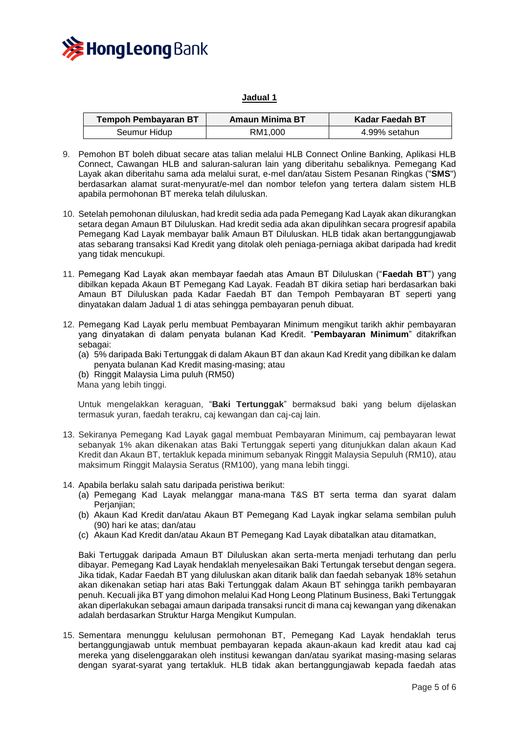**Jadual 1**

| Tempoh Pembayaran BT | Amaun Minima BT | Kadar Faedah BT |
| --- | --- | --- |
| Seumur Hidup | RM1,000 | 4.99% setahun |

9. Pemohon BT boleh dibuat secare atas talian melalui HLB Connect Online Banking, Aplikasi HLB Connect, Cawangan HLB and saluran-saluran lain yang diberitahu sebaliknya. Pemegang Kad Layak akan diberitahu sama ada melalui surat, e-mel dan/atau Sistem Pesanan Ringkas ("**SMS**") berdasarkan alamat surat-menyurat/e-mel dan nombor telefon yang tertera dalam sistem HLB apabila permohonan BT mereka telah diluluskan.

10. Setelah pemohonan diluluskan, had kredit sedia ada pada Pemegang Kad Layak akan dikurangkan setara degan Amaun BT Diluluskan. Had kredit sedia ada akan dipulihkan secara progresif apabila Pemegang Kad Layak membayar balik Amaun BT Diluluskan. HLB tidak akan bertanggungjawab atas sebarang transaksi Kad Kredit yang ditolak oleh peniaga-perniaga akibat daripada had kredit yang tidak mencukupi.

11. Pemegang Kad Layak akan membayar faedah atas Amaun BT Diluluskan ("**Faedah BT**") yang dibilkan kepada Akaun BT Pemegang Kad Layak. Feadah BT dikira setiap hari berdasarkan baki Amaun BT Diluluskan pada Kadar Faedah BT dan Tempoh Pembayaran BT seperti yang dinyatakan dalam Jadual 1 di atas sehingga pembayaran penuh dibuat.

12. Pemegang Kad Layak perlu membuat Pembayaran Minimum mengikut tarikh akhir pembayaran yang dinyatakan di dalam penyata bulanan Kad Kredit. "**Pembayaran Minimum**" ditakrifkan sebagai:
    (a) 5% daripada Baki Tertunggak di dalam Akaun BT dan akaun Kad Kredit yang dibilkan ke dalam penyata bulanan Kad Kredit masing-masing; atau
    (b) Ringgit Malaysia Lima puluh (RM50)

    Mana yang lebih tinggi.

    Untuk mengelakkan keraguan, "**Baki Tertunggak**" bermaksud baki yang belum dijelaskan termasuk yuran, faedah terakru, caj kewangan dan caj-caj lain.

13. Sekiranya Pemegang Kad Layak gagal membuat Pembayaran Minimum, caj pembayaran lewat sebanyak 1% akan dikenakan atas Baki Tertunggak seperti yang ditunjukkan dalan akaun Kad Kredit dan Akaun BT, tertakluk kepada minimum sebanyak Ringgit Malaysia Sepuluh (RM10), atau maksimum Ringgit Malaysia Seratus (RM100), yang mana lebih tinggi.

14. Apabila berlaku salah satu daripada peristiwa berikut:
    (a) Pemegang Kad Layak melanggar mana-mana T&S BT serta terma dan syarat dalam Perjanjian;
    (b) Akaun Kad Kredit dan/atau Akaun BT Pemegang Kad Layak ingkar selama sembilan puluh (90) hari ke atas; dan/atau
    (c) Akaun Kad Kredit dan/atau Akaun BT Pemegang Kad Layak dibatalkan atau ditamatkan,

    Baki Tertuggak daripada Amaun BT Diluluskan akan serta-merta menjadi terhutang dan perlu dibayar. Pemegang Kad Layak hendaklah menyelesaikan Baki Tertungak tersebut dengan segera. Jika tidak, Kadar Faedah BT yang diluluskan akan ditarik balik dan faedah sebanyak 18% setahun akan dikenakan setiap hari atas Baki Tertunggak dalam Akaun BT sehingga tarikh pembayaran penuh. Kecuali jika BT yang dimohon melalui Kad Hong Leong Platinum Business, Baki Tertunggak akan diperlakukan sebagai amaun daripada transaksi runcit di mana caj kewangan yang dikenakan adalah berdasarkan Struktur Harga Mengikut Kumpulan.

15. Sementara menunggu kelulusan permohonan BT, Pemegang Kad Layak hendaklah terus bertanggungjawab untuk membuat pembayaran kepada akaun-akaun kad kredit atau kad caj mereka yang diselenggarakan oleh institusi kewangan dan/atau syarikat masing-masing selaras dengan syarat-syarat yang tertakluk. HLB tidak akan bertanggungjawab kepada faedah atas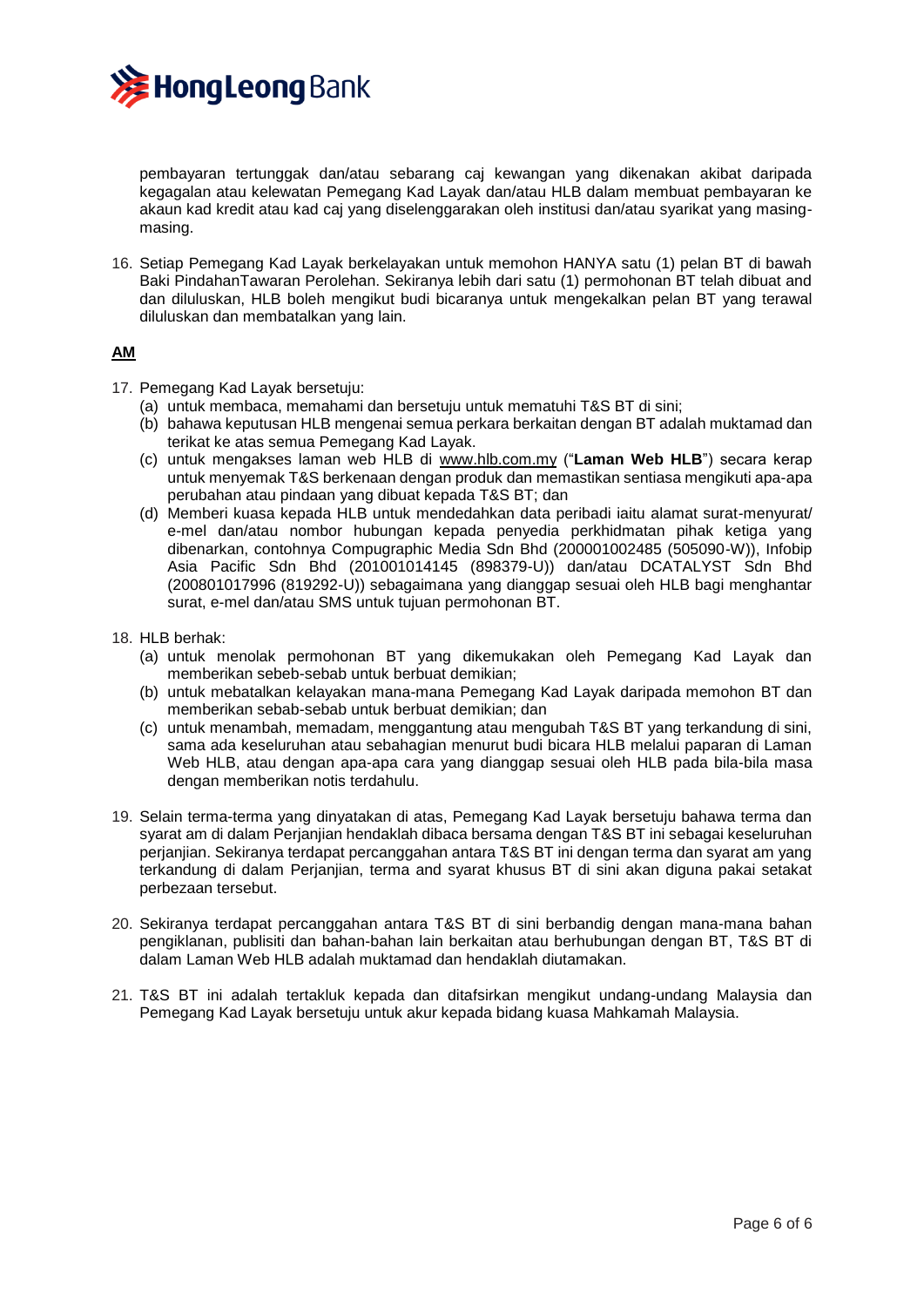pembayaran tertunggak dan/atau sebarang caj kewangan yang dikenakan akibat daripada kegagalan atau kelewatan Pemegang Kad Layak dan/atau HLB dalam membuat pembayaran ke akaun kad kredit atau kad caj yang diselenggarakan oleh institusi dan/atau syarikat yang masing-masing.

16. Setiap Pemegang Kad Layak berkelayakan untuk memohon HANYA satu (1) pelan BT di bawah Baki PindahanTawaran Perolehan. Sekiranya lebih dari satu (1) permohonan BT telah dibuat and dan diluluskan, HLB boleh mengikut budi bicaranya untuk mengekalkan pelan BT yang terawal diluluskan dan membatalkan yang lain.

**AM**

17. Pemegang Kad Layak bersetuju:
    (a) untuk membaca, memahami dan bersetuju untuk mematuhi T&S BT di sini;
    (b) bahawa keputusan HLB mengenai semua perkara berkaitan dengan BT adalah muktamad dan terikat ke atas semua Pemegang Kad Layak.
    (c) untuk mengakses laman web HLB di www.hlb.com.my ("**Laman Web HLB**") secara kerap untuk menyemak T&S berkenaan dengan produk dan memastikan sentiasa mengikuti apa-apa perubahan atau pindaan yang dibuat kepada T&S BT; dan
    (d) Memberi kuasa kepada HLB untuk mendedahkan data peribadi iaitu alamat surat-menyurat/ e-mel dan/atau nombor hubungan kepada penyedia perkhidmatan pihak ketiga yang dibenarkan, contohnya Compugraphic Media Sdn Bhd (200001002485 (505090-W)), Infobip Asia Pacific Sdn Bhd (201001014145 (898379-U)) dan/atau DCATALYST Sdn Bhd (200801017996 (819292-U)) sebagaimana yang dianggap sesuai oleh HLB bagi menghantar surat, e-mel dan/atau SMS untuk tujuan permohonan BT.

18. HLB berhak:
    (a) untuk menolak permohonan BT yang dikemukakan oleh Pemegang Kad Layak dan memberikan sebeb-sebab untuk berbuat demikian;
    (b) untuk mebatalkan kelayakan mana-mana Pemegang Kad Layak daripada memohon BT dan memberikan sebab-sebab untuk berbuat demikian; dan
    (c) untuk menambah, memadam, menggantung atau mengubah T&S BT yang terkandung di sini, sama ada keseluruhan atau sebahagian menurut budi bicara HLB melalui paparan di Laman Web HLB, atau dengan apa-apa cara yang dianggap sesuai oleh HLB pada bila-bila masa dengan memberikan notis terdahulu.

19. Selain terma-terma yang dinyatakan di atas, Pemegang Kad Layak bersetuju bahawa terma dan syarat am di dalam Perjanjian hendaklah dibaca bersama dengan T&S BT ini sebagai keseluruhan perjanjian. Sekiranya terdapat percanggahan antara T&S BT ini dengan terma dan syarat am yang terkandung di dalam Perjanjian, terma and syarat khusus BT di sini akan diguna pakai setakat perbezaan tersebut.

20. Sekiranya terdapat percanggahan antara T&S BT di sini berbandig dengan mana-mana bahan pengiklanan, publisiti dan bahan-bahan lain berkaitan atau berhubungan dengan BT, T&S BT di dalam Laman Web HLB adalah muktamad dan hendaklah diutamakan.

21. T&S BT ini adalah tertakluk kepada dan ditafsirkan mengikut undang-undang Malaysia dan Pemegang Kad Layak bersetuju untuk akur kepada bidang kuasa Mahkamah Malaysia.